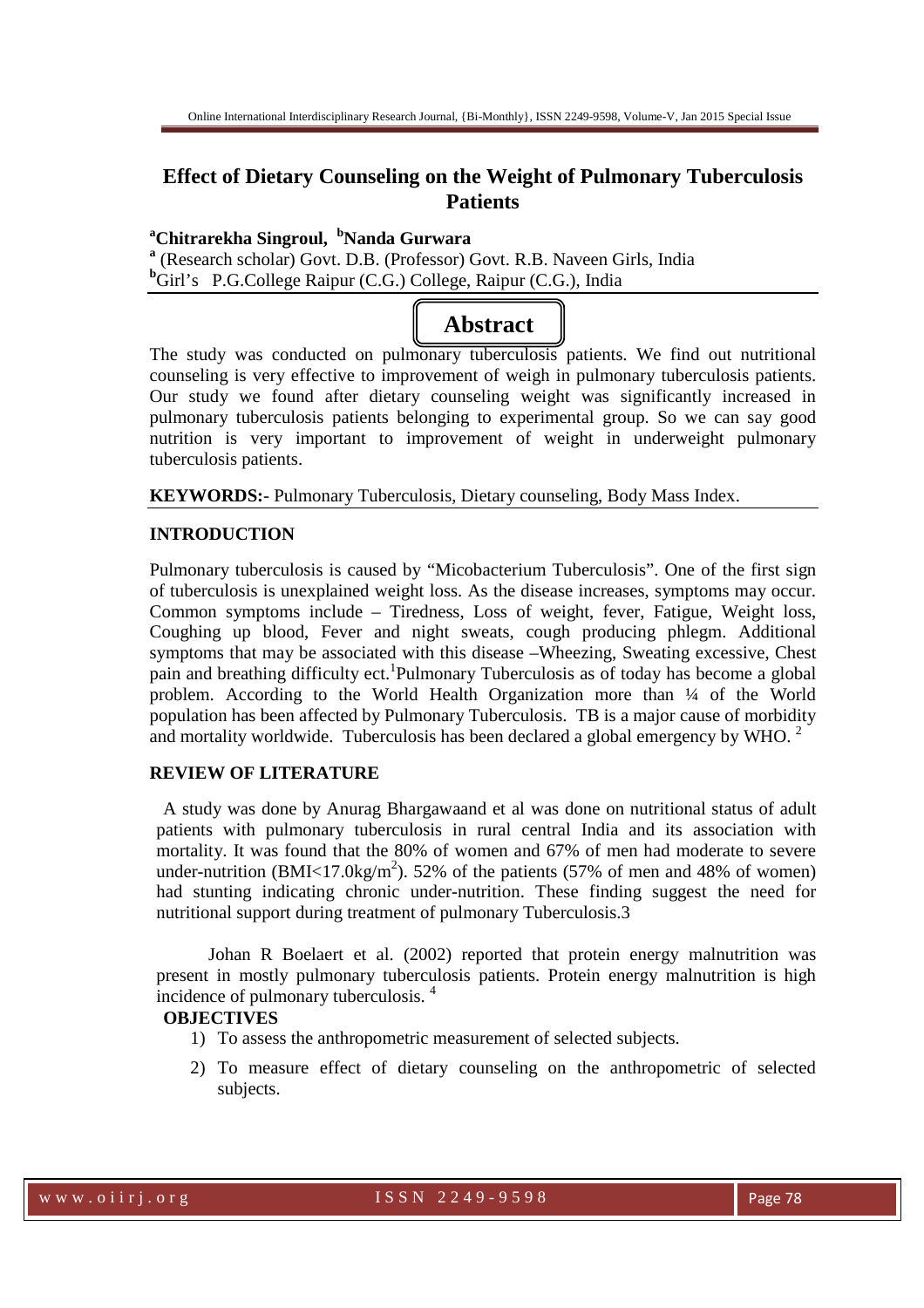# Effect of Dietary Counseling on the Weight of Pulmonary Tuberculosis Patients

**[a]Chitrarekha Singroul, [b]Nanda Gurwara**

[a] (Research scholar) Govt. D.B. (Professor) Govt. R.B. Naveen Girls, India
[b]Girl's P.G.College Raipur (C.G.) College, Raipur (C.G.), India

## Abstract

The study was conducted on pulmonary tuberculosis patients. We find out nutritional counseling is very effective to improvement of weigh in pulmonary tuberculosis patients. Our study we found after dietary counseling weight was significantly increased in pulmonary tuberculosis patients belonging to experimental group. So we can say good nutrition is very important to improvement of weight in underweight pulmonary tuberculosis patients.

**KEYWORDS:-** Pulmonary Tuberculosis, Dietary counseling, Body Mass Index.

### INTRODUCTION

Pulmonary tuberculosis is caused by "Micobacterium Tuberculosis". One of the first sign of tuberculosis is unexplained weight loss. As the disease increases, symptoms may occur. Common symptoms include – Tiredness, Loss of weight, fever, Fatigue, Weight loss, Coughing up blood, Fever and night sweats, cough producing phlegm. Additional symptoms that may be associated with this disease –Wheezing, Sweating excessive, Chest pain and breathing difficulty ect.[1]Pulmonary Tuberculosis as of today has become a global problem. According to the World Health Organization more than ¼ of the World population has been affected by Pulmonary Tuberculosis. TB is a major cause of morbidity and mortality worldwide. Tuberculosis has been declared a global emergency by WHO. [2]

### REVIEW OF LITERATURE

A study was done by Anurag Bhargawaand et al was done on nutritional status of adult patients with pulmonary tuberculosis in rural central India and its association with mortality. It was found that the 80% of women and 67% of men had moderate to severe under-nutrition (BMI<17.0kg/$m^2$). 52% of the patients (57% of men and 48% of women) had stunting indicating chronic under-nutrition. These finding suggest the need for nutritional support during treatment of pulmonary Tuberculosis.3

Johan R Boelaert et al. (2002) reported that protein energy malnutrition was present in mostly pulmonary tuberculosis patients. Protein energy malnutrition is high incidence of pulmonary tuberculosis. [4]

### OBJECTIVES

1) To assess the anthropometric measurement of selected subjects.
2) To measure effect of dietary counseling on the anthropometric of selected subjects.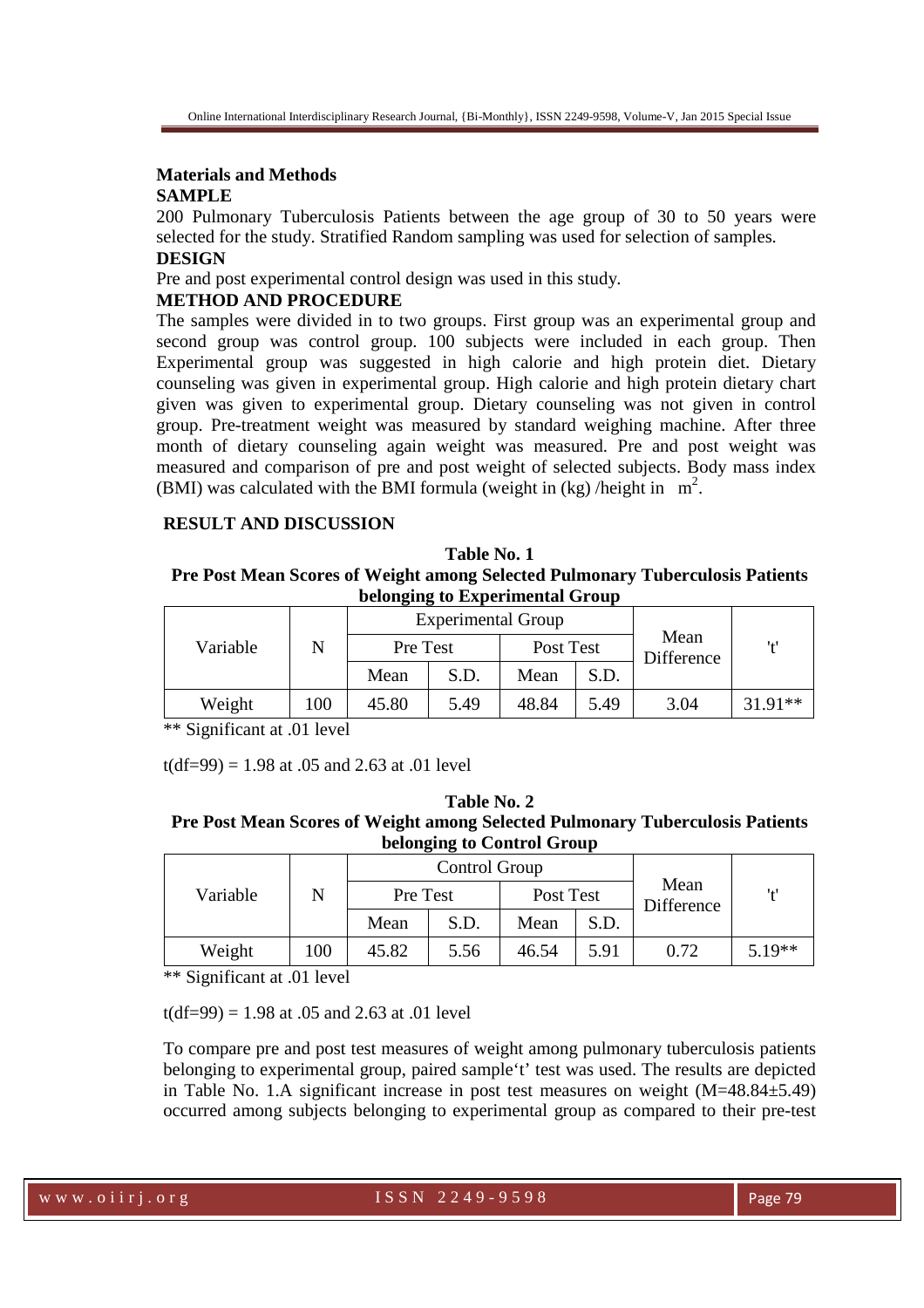**Materials and Methods**

**SAMPLE**

200 Pulmonary Tuberculosis Patients between the age group of 30 to 50 years were selected for the study. Stratified Random sampling was used for selection of samples.

**DESIGN**

Pre and post experimental control design was used in this study.

**METHOD AND PROCEDURE**

The samples were divided in to two groups. First group was an experimental group and second group was control group. 100 subjects were included in each group. Then Experimental group was suggested in high calorie and high protein diet. Dietary counseling was given in experimental group. High calorie and high protein dietary chart given was given to experimental group. Dietary counseling was not given in control group. Pre-treatment weight was measured by standard weighing machine. After three month of dietary counseling again weight was measured. Pre and post weight was measured and comparison of pre and post weight of selected subjects. Body mass index (BMI) was calculated with the BMI formula (weight in (kg) /height in $m^2$.

**RESULT AND DISCUSSION**

**Table No. 1**
**Pre Post Mean Scores of Weight among Selected Pulmonary Tuberculosis Patients belonging to Experimental Group**

| Variable | N | Experimental Group | | | | Mean Difference | 't' |
|---|---|---|---|---|---|---|---|
| | | Pre Test | | Post Test | | | |
| | | Mean | S.D. | Mean | S.D. | | |
| Weight | 100 | 45.80 | 5.49 | 48.84 | 5.49 | 3.04 | 31.91** |

** Significant at .01 level

t(df=99) = 1.98 at .05 and 2.63 at .01 level

**Table No. 2**
**Pre Post Mean Scores of Weight among Selected Pulmonary Tuberculosis Patients belonging to Control Group**

| Variable | N | Control Group | | | | Mean Difference | 't' |
|---|---|---|---|---|---|---|---|
| | | Pre Test | | Post Test | | | |
| | | Mean | S.D. | Mean | S.D. | | |
| Weight | 100 | 45.82 | 5.56 | 46.54 | 5.91 | 0.72 | 5.19** |

** Significant at .01 level

t(df=99) = 1.98 at .05 and 2.63 at .01 level

To compare pre and post test measures of weight among pulmonary tuberculosis patients belonging to experimental group, paired sample't' test was used. The results are depicted in Table No. 1.A significant increase in post test measures on weight (M=48.84±5.49) occurred among subjects belonging to experimental group as compared to their pre-test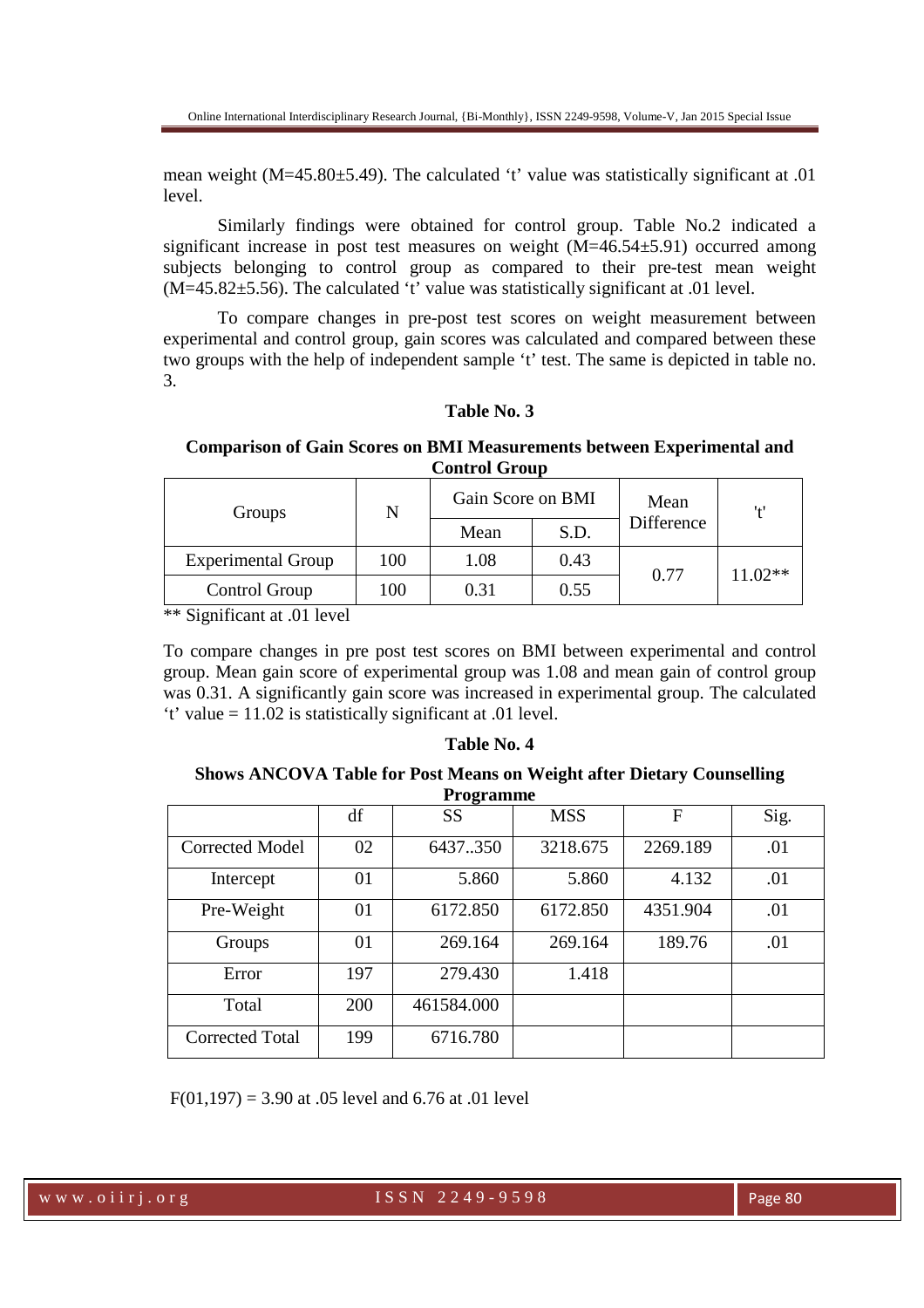mean weight (M=45.80±5.49). The calculated 't' value was statistically significant at .01 level.

Similarly findings were obtained for control group. Table No.2 indicated a significant increase in post test measures on weight (M=46.54±5.91) occurred among subjects belonging to control group as compared to their pre-test mean weight (M=45.82±5.56). The calculated 't' value was statistically significant at .01 level.

To compare changes in pre-post test scores on weight measurement between experimental and control group, gain scores was calculated and compared between these two groups with the help of independent sample 't' test. The same is depicted in table no. 3.

**Table No. 3**

**Comparison of Gain Scores on BMI Measurements between Experimental and Control Group**

| Groups | N | Gain Score on BMI | | Mean Difference | 't' |
|---|---|---|---|---|---|
| | | Mean | S.D. | | |
| Experimental Group | 100 | 1.08 | 0.43 | 0.77 | 11.02** |
| Control Group | 100 | 0.31 | 0.55 | | |

** Significant at .01 level

To compare changes in pre post test scores on BMI between experimental and control group. Mean gain score of experimental group was 1.08 and mean gain of control group was 0.31. A significantly gain score was increased in experimental group. The calculated 't' value = 11.02 is statistically significant at .01 level.

**Table No. 4**

**Shows ANCOVA Table for Post Means on Weight after Dietary Counselling Programme**

| | df | SS | MSS | F | Sig. |
|---|---|---|---|---|---|
| Corrected Model | 02 | 6437..350 | 3218.675 | 2269.189 | .01 |
| Intercept | 01 | 5.860 | 5.860 | 4.132 | .01 |
| Pre-Weight | 01 | 6172.850 | 6172.850 | 4351.904 | .01 |
| Groups | 01 | 269.164 | 269.164 | 189.76 | .01 |
| Error | 197 | 279.430 | 1.418 | | |
| Total | 200 | 461584.000 | | | |
| Corrected Total | 199 | 6716.780 | | | |

$F(01,197) = 3.90$ at .05 level and 6.76 at .01 level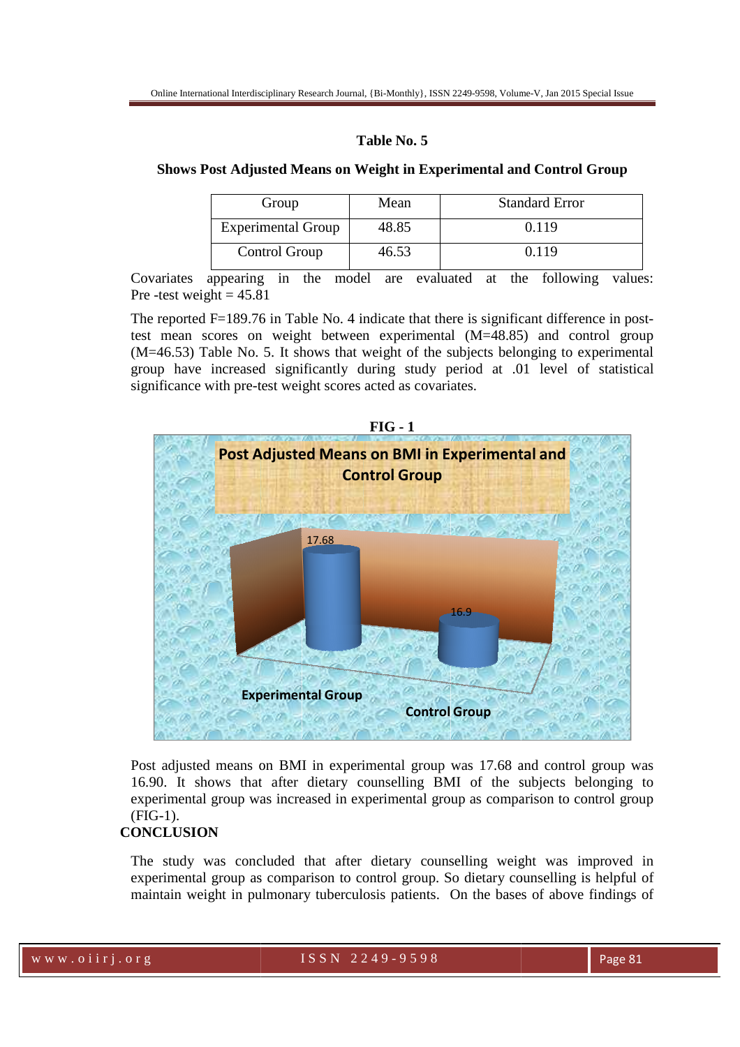**Table No. 5**

**Shows Post Adjusted Means on Weight in Experimental and Control Group**

| Group | Mean | Standard Error |
|---|---|---|
| Experimental Group | 48.85 | 0.119 |
| Control Group | 46.53 | 0.119 |

Covariates appearing in the model are evaluated at the following values: Pre -test weight = 45.81

The reported F=189.76 in Table No. 4 indicate that there is significant difference in post-test mean scores on weight between experimental (M=48.85) and control group (M=46.53) Table No. 5. It shows that weight of the subjects belonging to experimental group have increased significantly during study period at .01 level of statistical significance with pre-test weight scores acted as covariates.

**FIG - 1**

Post adjusted means on BMI in experimental group was 17.68 and control group was 16.90. It shows that after dietary counselling BMI of the subjects belonging to experimental group was increased in experimental group as comparison to control group (FIG-1).

**CONCLUSION**

The study was concluded that after dietary counselling weight was improved in experimental group as comparison to control group. So dietary counselling is helpful of maintain weight in pulmonary tuberculosis patients. On the bases of above findings of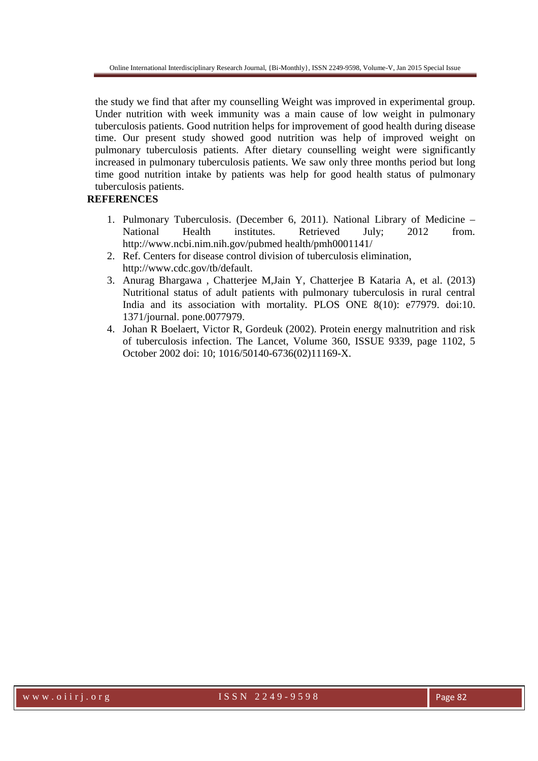the study we find that after my counselling Weight was improved in experimental group. Under nutrition with week immunity was a main cause of low weight in pulmonary tuberculosis patients. Good nutrition helps for improvement of good health during disease time. Our present study showed good nutrition was help of improved weight on pulmonary tuberculosis patients. After dietary counselling weight were significantly increased in pulmonary tuberculosis patients. We saw only three months period but long time good nutrition intake by patients was help for good health status of pulmonary tuberculosis patients.

**REFERENCES**

1. Pulmonary Tuberculosis. (December 6, 2011). National Library of Medicine – National Health institutes. Retrieved July; 2012 from. http://www.ncbi.nim.nih.gov/pubmed health/pmh0001141/
2. Ref. Centers for disease control division of tuberculosis elimination, http://www.cdc.gov/tb/default.
3. Anurag Bhargawa , Chatterjee M,Jain Y, Chatterjee B Kataria A, et al. (2013) Nutritional status of adult patients with pulmonary tuberculosis in rural central India and its association with mortality. PLOS ONE 8(10): e77979. doi:10. 1371/journal. pone.0077979.
4. Johan R Boelaert, Victor R, Gordeuk (2002). Protein energy malnutrition and risk of tuberculosis infection. The Lancet, Volume 360, ISSUE 9339, page 1102, 5 October 2002 doi: 10; 1016/50140-6736(02)11169-X.